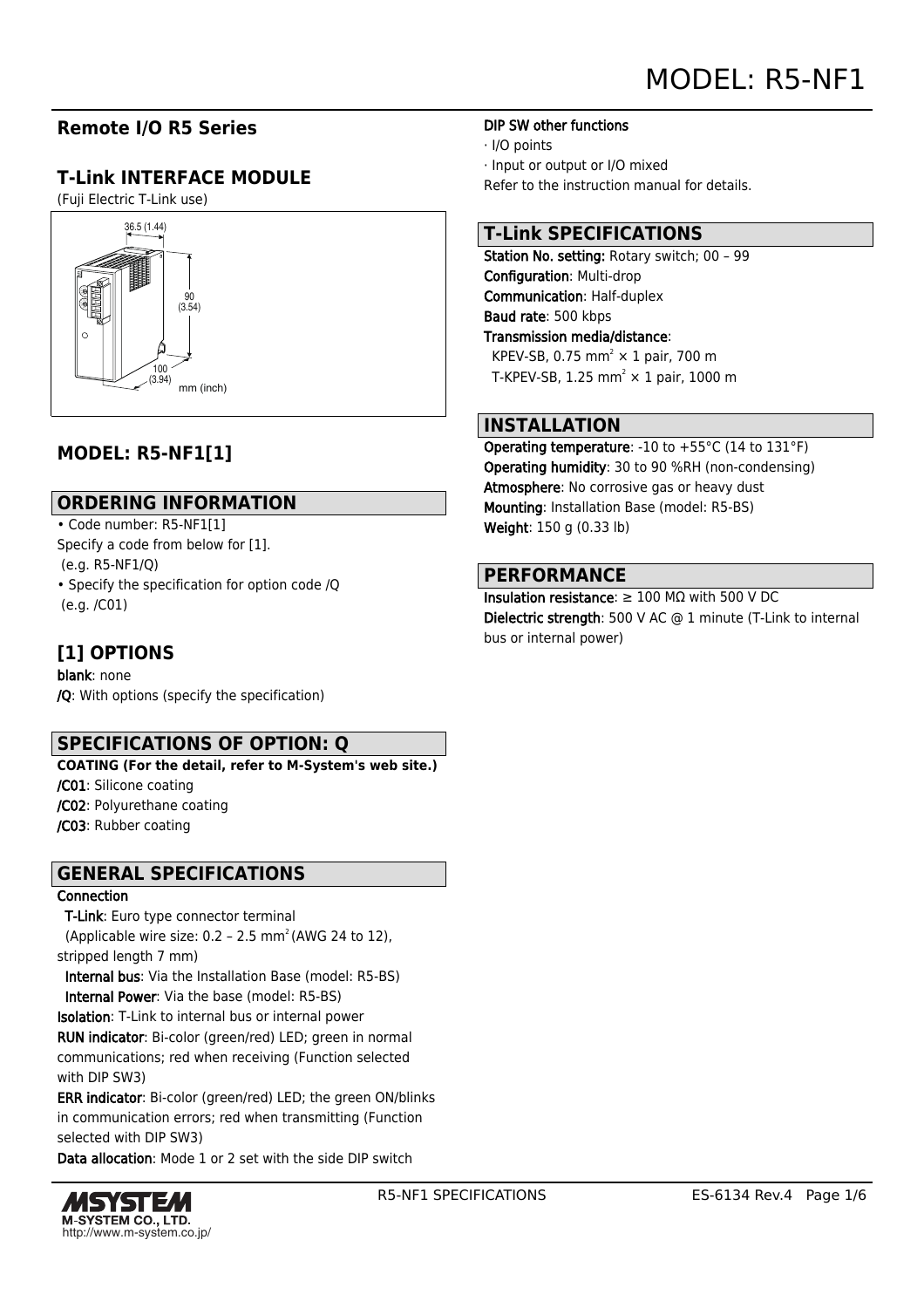# MODEL: R5-NF1

## Remote I/O R5 Series

## T-Link INTERFACE MODULE

(Fuji Electric T-Link use)

36.5 (1.44)

90 (3.54)

100 (3.94)

mm (inch)

## MODEL: R5-NF1[1]

## ORDERING INFORMATION

• Code number: R5-NF1[1]
Specify a code from below for [1].
(e.g. R5-NF1/Q)
• Specify the specification for option code /Q
(e.g. /C01)

## [1] OPTIONS

**blank**: none
**/Q**: With options (specify the specification)

## SPECIFICATIONS OF OPTION: Q

**COATING (For the detail, refer to M-System's web site.)**
**/C01**: Silicone coating
**/C02**: Polyurethane coating
**/C03**: Rubber coating

## GENERAL SPECIFICATIONS

**Connection**
**T-Link**: Euro type connector terminal
(Applicable wire size: 0.2 – 2.5 mm$^2$ (AWG 24 to 12), stripped length 7 mm)
**Internal bus**: Via the Installation Base (model: R5-BS)
**Internal Power**: Via the base (model: R5-BS)
**Isolation**: T-Link to internal bus or internal power
**RUN indicator**: Bi-color (green/red) LED; green in normal communications; red when receiving (Function selected with DIP SW3)
**ERR indicator**: Bi-color (green/red) LED; the green ON/blinks in communication errors; red when transmitting (Function selected with DIP SW3)
**Data allocation**: Mode 1 or 2 set with the side DIP switch

**DIP SW other functions**
· I/O points
· Input or output or I/O mixed
Refer to the instruction manual for details.

## T-Link SPECIFICATIONS

**Station No. setting:** Rotary switch; 00 – 99
**Configuration**: Multi-drop
**Communication**: Half-duplex
**Baud rate**: 500 kbps
**Transmission media/distance**:
KPEV-SB, 0.75 mm$^2$ × 1 pair, 700 m
T-KPEV-SB, 1.25 mm$^2$ × 1 pair, 1000 m

## INSTALLATION

**Operating temperature**: -10 to +55°C (14 to 131°F)
**Operating humidity**: 30 to 90 %RH (non-condensing)
**Atmosphere**: No corrosive gas or heavy dust
**Mounting**: Installation Base (model: R5-BS)
**Weight**: 150 g (0.33 lb)

## PERFORMANCE

**Insulation resistance**: ≥ 100 MΩ with 500 V DC
**Dielectric strength**: 500 V AC @ 1 minute (T-Link to internal bus or internal power)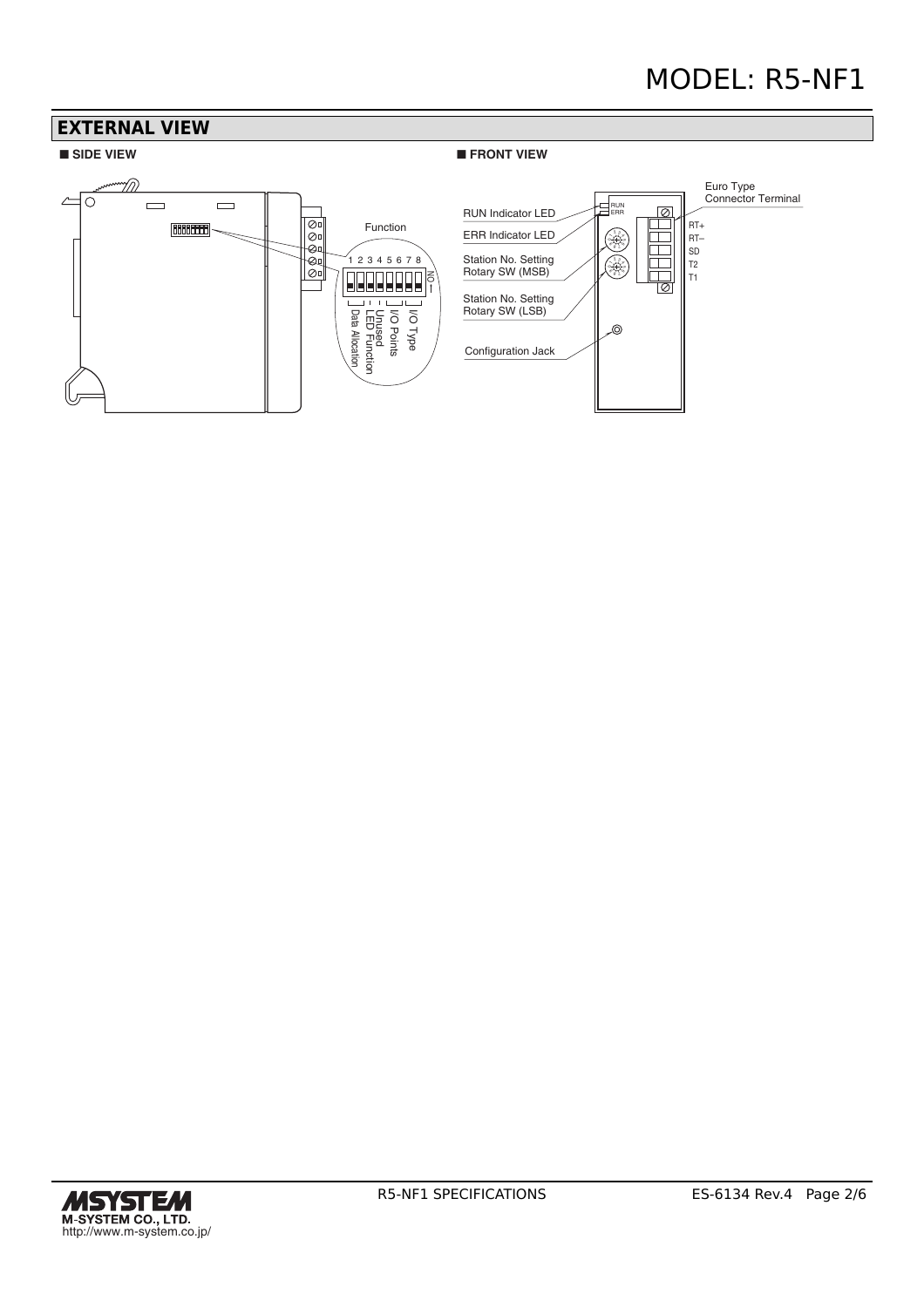## EXTERNAL VIEW

■ **SIDE VIEW**

Function

1 2 3 4 5 6 7 8

ON

I/O Type

I/O Points

Unused

LED Function

Data Allocation

■ **FRONT VIEW**

RUN Indicator LED

ERR Indicator LED

Station No. Setting Rotary SW (MSB)

Station No. Setting Rotary SW (LSB)

Configuration Jack

Euro Type Connector Terminal

RUN

ERR

RT+

RT–

SD

T2

T1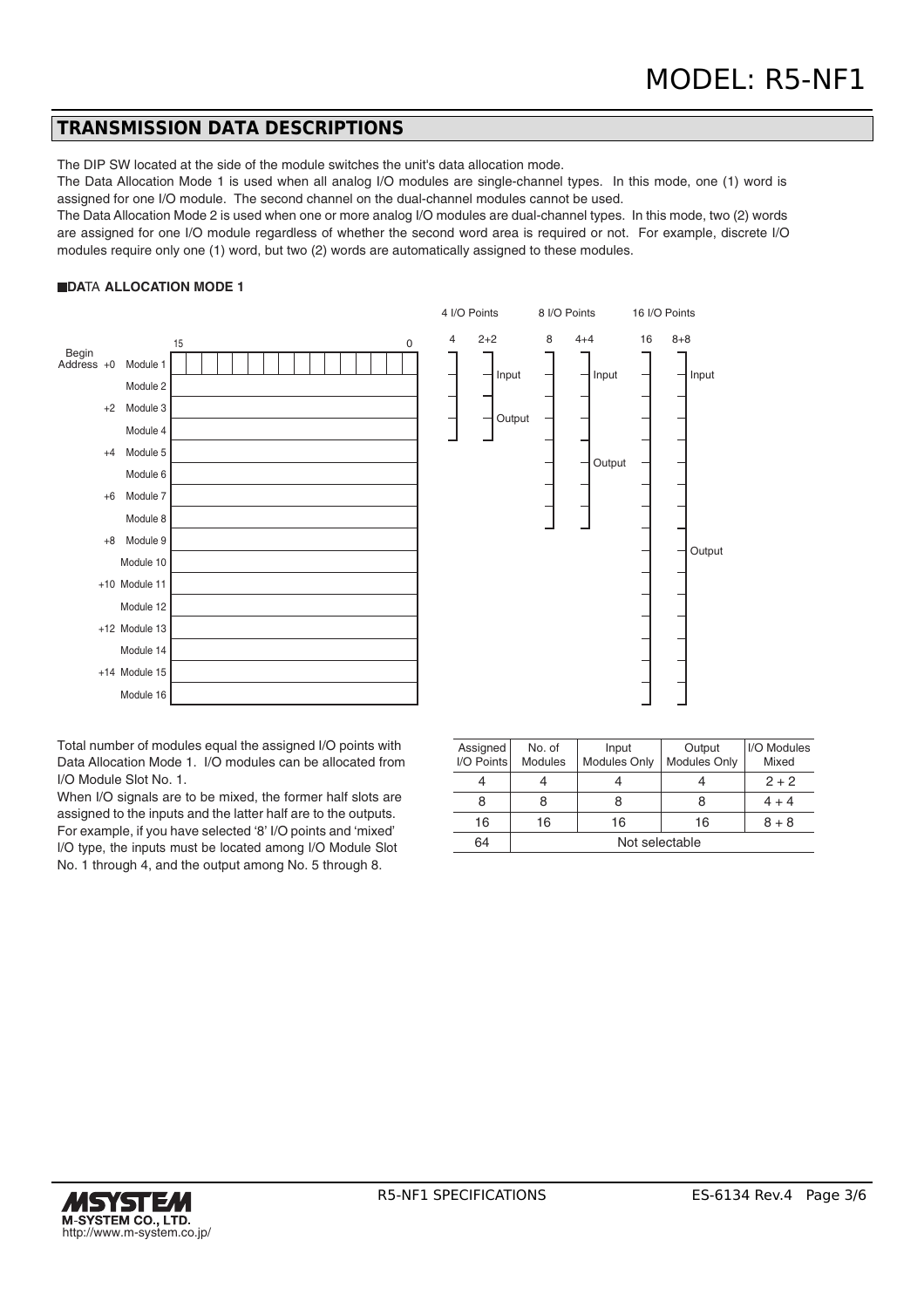## TRANSMISSION DATA DESCRIPTIONS

The DIP SW located at the side of the module switches the unit's data allocation mode.
The Data Allocation Mode 1 is used when all analog I/O modules are single-channel types. In this mode, one (1) word is assigned for one I/O module. The second channel on the dual-channel modules cannot be used.
The Data Allocation Mode 2 is used when one or more analog I/O modules are dual-channel types. In this mode, two (2) words are assigned for one I/O module regardless of whether the second word area is required or not. For example, discrete I/O modules require only one (1) word, but two (2) words are automatically assigned to these modules.

### ■DATA ALLOCATION MODE 1

| Begin Address | Module | 15 … 0 | 4 I/O Points: 4 | 4 I/O Points: 2+2 | 8 I/O Points: 8 | 8 I/O Points: 4+4 | 16 I/O Points: 16 | 16 I/O Points: 8+8 |
|---|---|---|---|---|---|---|---|---|
| +0 | Module 1 | | ✓ | Input | ✓ | Input | ✓ | Input |
| | Module 2 | | ✓ | Input | ✓ | Input | ✓ | Input |
| +2 | Module 3 | | ✓ | Output | ✓ | Input | ✓ | Input |
| | Module 4 | | ✓ | Output | ✓ | Input | ✓ | Input |
| +4 | Module 5 | | | | ✓ | Output | ✓ | Input |
| | Module 6 | | | | ✓ | Output | ✓ | Input |
| +6 | Module 7 | | | | ✓ | Output | ✓ | Input |
| | Module 8 | | | | ✓ | Output | ✓ | Input |
| +8 | Module 9 | | | | | | ✓ | Output |
| | Module 10 | | | | | | ✓ | Output |
| +10 | Module 11 | | | | | | ✓ | Output |
| | Module 12 | | | | | | ✓ | Output |
| +12 | Module 13 | | | | | | ✓ | Output |
| | Module 14 | | | | | | ✓ | Output |
| +14 | Module 15 | | | | | | ✓ | Output |
| | Module 16 | | | | | | ✓ | Output |

Total number of modules equal the assigned I/O points with Data Allocation Mode 1. I/O modules can be allocated from I/O Module Slot No. 1.
When I/O signals are to be mixed, the former half slots are assigned to the inputs and the latter half are to the outputs. For example, if you have selected '8' I/O points and 'mixed' I/O type, the inputs must be located among I/O Module Slot No. 1 through 4, and the output among No. 5 through 8.

| Assigned I/O Points | No. of Modules | Input Modules Only | Output Modules Only | I/O Modules Mixed |
|---|---|---|---|---|
| 4 | 4 | 4 | 4 | 2 + 2 |
| 8 | 8 | 8 | 8 | 4 + 4 |
| 16 | 16 | 16 | 16 | 8 + 8 |
| 64 | Not selectable | | | |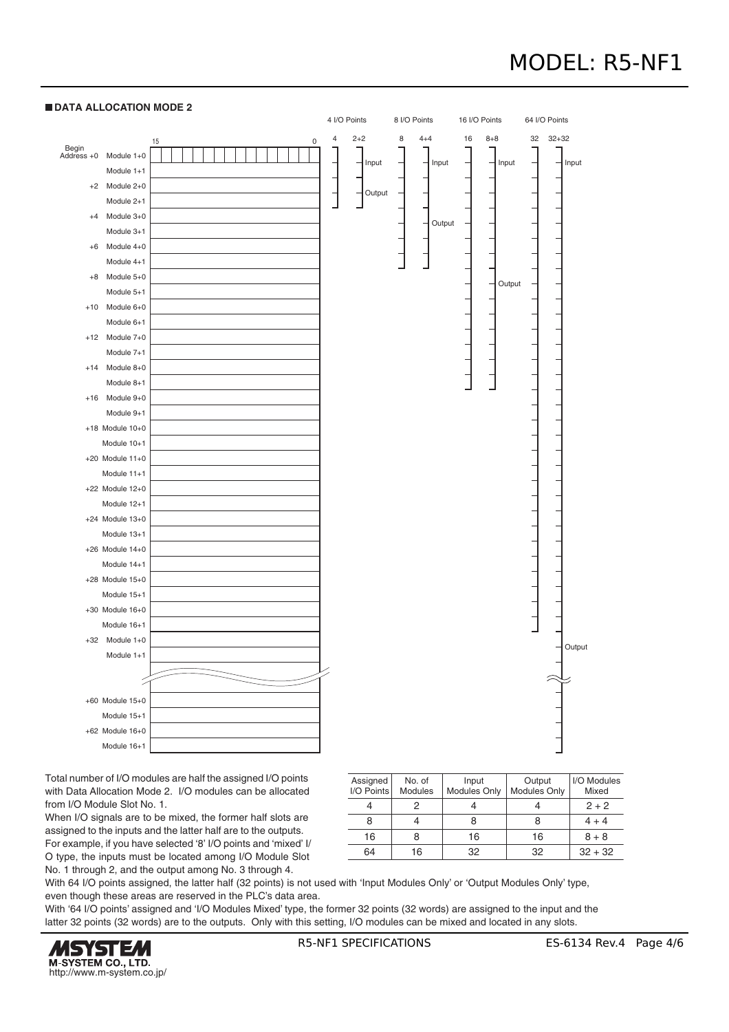## ■ DATA ALLOCATION MODE 2

| Begin Address | Module | 15 … 0 | 4 I/O Points: 4 | 4 I/O Points: 2+2 | 8 I/O Points: 8 | 8 I/O Points: 4+4 | 16 I/O Points: 16 | 16 I/O Points: 8+8 | 64 I/O Points: 32 | 64 I/O Points: 32+32 |
|---|---|---|---|---|---|---|---|---|---|---|
| +0 | Module 1+0 | | ✓ | Input | ✓ | Input | ✓ | Input | ✓ | Input |
| | Module 1+1 | | ✓ | Input | ✓ | Input | ✓ | Input | ✓ | Input |
| +2 | Module 2+0 | | ✓ | Output | ✓ | Input | ✓ | Input | ✓ | Input |
| | Module 2+1 | | ✓ | Output | ✓ | Input | ✓ | Input | ✓ | Input |
| +4 | Module 3+0 | | | | ✓ | Output | ✓ | Input | ✓ | Input |
| | Module 3+1 | | | | ✓ | Output | ✓ | Input | ✓ | Input |
| +6 | Module 4+0 | | | | ✓ | Output | ✓ | Input | ✓ | Input |
| | Module 4+1 | | | | ✓ | Output | ✓ | Input | ✓ | Input |
| +8 | Module 5+0 | | | | | | ✓ | Output | ✓ | Input |
| | Module 5+1 | | | | | | ✓ | Output | ✓ | Input |
| +10 | Module 6+0 | | | | | | ✓ | Output | ✓ | Input |
| | Module 6+1 | | | | | | ✓ | Output | ✓ | Input |
| +12 | Module 7+0 | | | | | | ✓ | Output | ✓ | Input |
| | Module 7+1 | | | | | | ✓ | Output | ✓ | Input |
| +14 | Module 8+0 | | | | | | ✓ | Output | ✓ | Input |
| | Module 8+1 | | | | | | ✓ | Output | ✓ | Input |
| +16 | Module 9+0 | | | | | | | | ✓ | Input |
| | Module 9+1 | | | | | | | | ✓ | Input |
| +18 | Module 10+0 | | | | | | | | ✓ | Input |
| | Module 10+1 | | | | | | | | ✓ | Input |
| +20 | Module 11+0 | | | | | | | | ✓ | Input |
| | Module 11+1 | | | | | | | | ✓ | Input |
| +22 | Module 12+0 | | | | | | | | ✓ | Input |
| | Module 12+1 | | | | | | | | ✓ | Input |
| +24 | Module 13+0 | | | | | | | | ✓ | Input |
| | Module 13+1 | | | | | | | | ✓ | Input |
| +26 | Module 14+0 | | | | | | | | ✓ | Input |
| | Module 14+1 | | | | | | | | ✓ | Input |
| +28 | Module 15+0 | | | | | | | | ✓ | Input |
| | Module 15+1 | | | | | | | | ✓ | Input |
| +30 | Module 16+0 | | | | | | | | ✓ | Input |
| | Module 16+1 | | | | | | | | ✓ | Input |
| +32 | Module 1+0 | | | | | | | | | Output |
| | Module 1+1 | | | | | | | | | Output |
| … | … | | | | | | | | | … |
| +60 | Module 15+0 | | | | | | | | | Output |
| | Module 15+1 | | | | | | | | | Output |
| +62 | Module 16+0 | | | | | | | | | Output |
| | Module 16+1 | | | | | | | | | Output |

Total number of I/O modules are half the assigned I/O points with Data Allocation Mode 2. I/O modules can be allocated from I/O Module Slot No. 1.

When I/O signals are to be mixed, the former half slots are assigned to the inputs and the latter half are to the outputs. For example, if you have selected '8' I/O points and 'mixed' I/O type, the inputs must be located among I/O Module Slot No. 1 through 2, and the output among No. 3 through 4.

| Assigned I/O Points | No. of Modules | Input Modules Only | Output Modules Only | I/O Modules Mixed |
|---|---|---|---|---|
| 4 | 2 | 4 | 4 | 2 + 2 |
| 8 | 4 | 8 | 8 | 4 + 4 |
| 16 | 8 | 16 | 16 | 8 + 8 |
| 64 | 16 | 32 | 32 | 32 + 32 |

With 64 I/O points assigned, the latter half (32 points) is not used with 'Input Modules Only' or 'Output Modules Only' type, even though these areas are reserved in the PLC's data area.

With '64 I/O points' assigned and 'I/O Modules Mixed' type, the former 32 points (32 words) are assigned to the input and the latter 32 points (32 words) are to the outputs. Only with this setting, I/O modules can be mixed and located in any slots.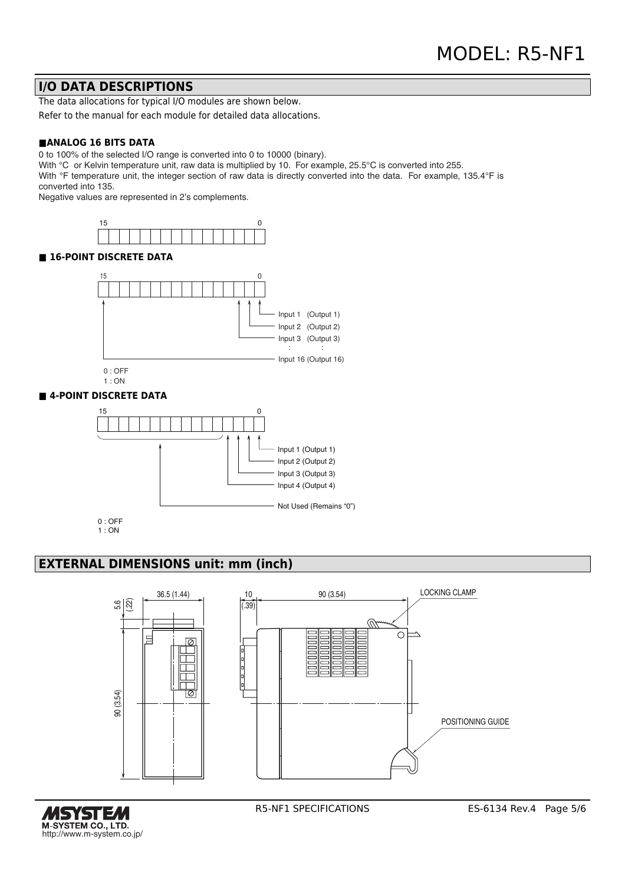## I/O DATA DESCRIPTIONS

The data allocations for typical I/O modules are shown below.

Refer to the manual for each module for detailed data allocations.

### ■ANALOG 16 BITS DATA

0 to 100% of the selected I/O range is converted into 0 to 10000 (binary).
With °C or Kelvin temperature unit, raw data is multiplied by 10. For example, 25.5°C is converted into 255.
With °F temperature unit, the integer section of raw data is directly converted into the data. For example, 135.4°F is converted into 135.
Negative values are represented in 2's complements.

15 … 0

### ■ 16-POINT DISCRETE DATA

15 … 0

- Input 1 (Output 1)
- Input 2 (Output 2)
- Input 3 (Output 3)
- :
- Input 16 (Output 16)

0 : OFF
1 : ON

### ■ 4-POINT DISCRETE DATA

15 … 0

- Input 1 (Output 1)
- Input 2 (Output 2)
- Input 3 (Output 3)
- Input 4 (Output 4)
- Not Used (Remains "0")

0 : OFF
1 : ON

## EXTERNAL DIMENSIONS unit: mm (inch)

36.5 (1.44), 5.6 (.22), 90 (3.54), 10 (.39), 90 (3.54)

LOCKING CLAMP

POSITIONING GUIDE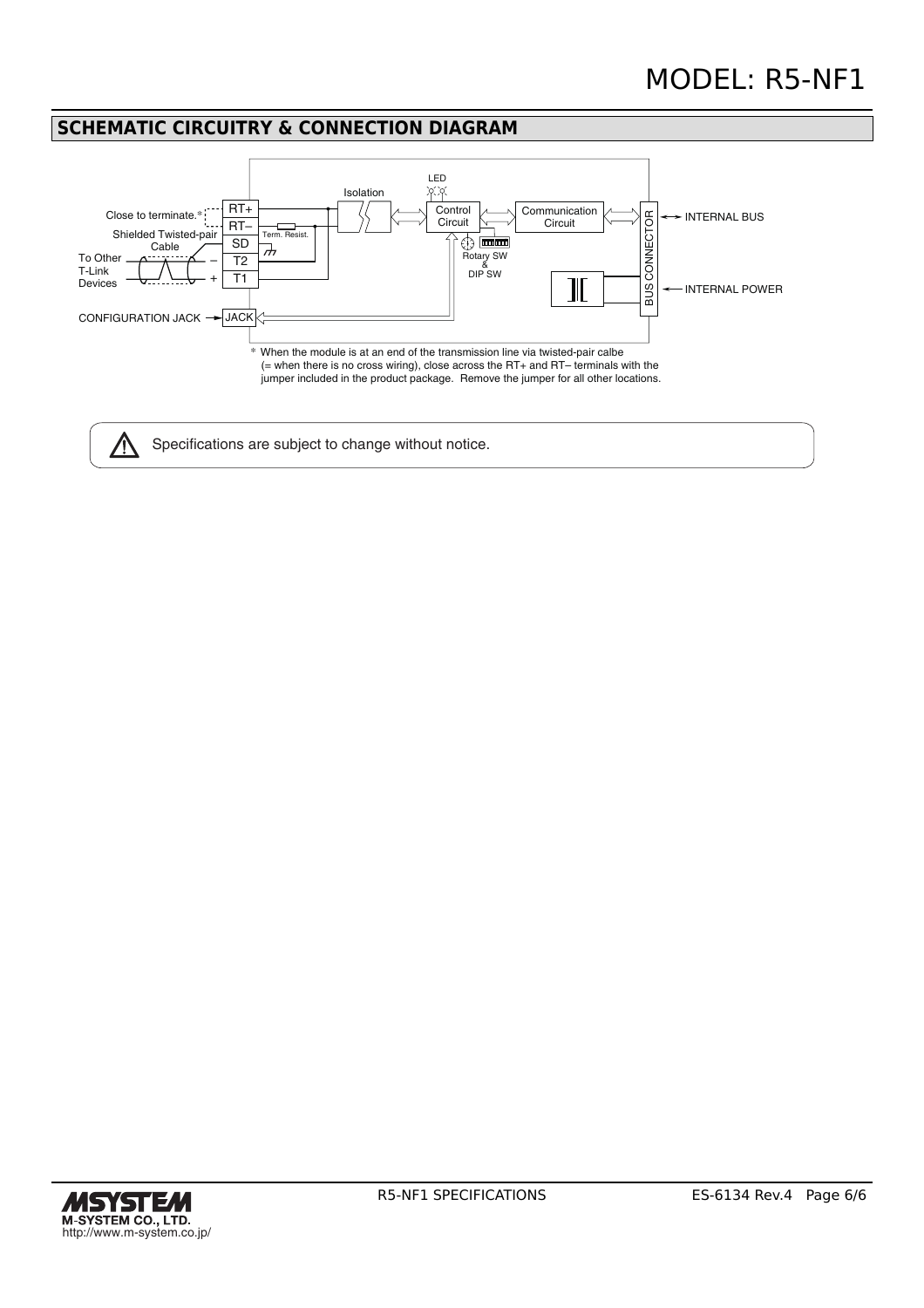## SCHEMATIC CIRCUITRY & CONNECTION DIAGRAM

Close to terminate.*
Shielded Twisted-pair Cable
To Other T-Link Devices
CONFIGURATION JACK
RT+
RT–
SD
T2
T1
JACK
Term. Resist.
Isolation
LED
Control Circuit
Rotary SW & DIP SW
Communication Circuit
BUS CONNECTOR
INTERNAL BUS
INTERNAL POWER

* When the module is at an end of the transmission line via twisted-pair calbe (= when there is no cross wiring), close across the RT+ and RT– terminals with the jumper included in the product package. Remove the jumper for all other locations.

⚠ Specifications are subject to change without notice.